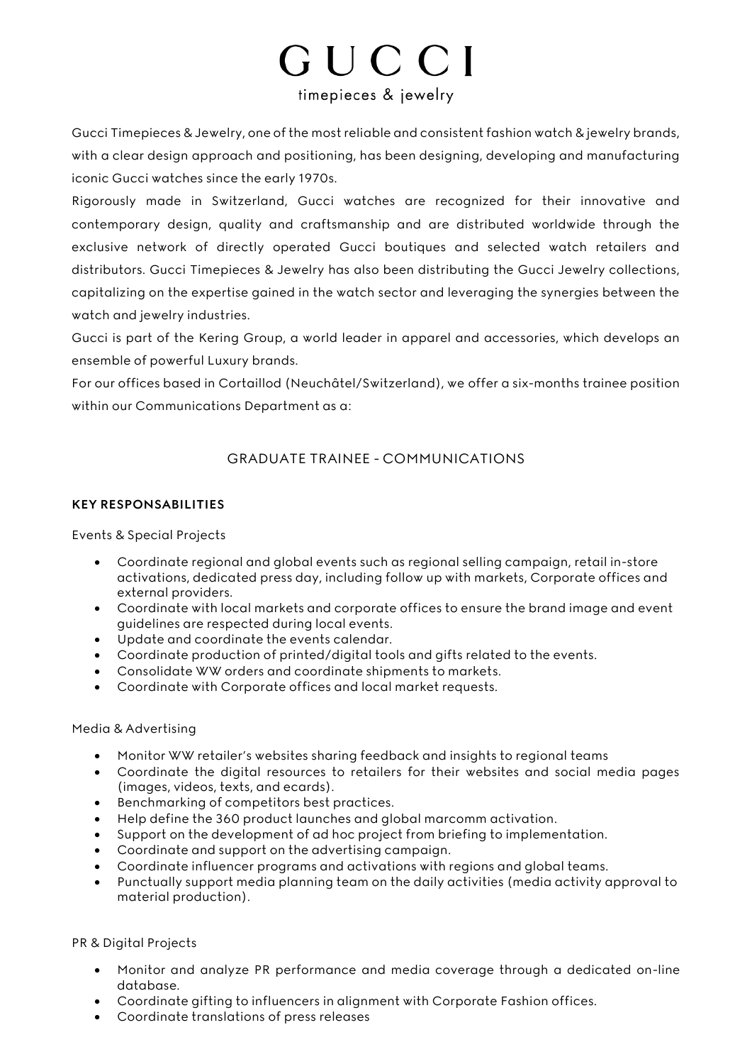# GUCCI

timepieces & jewelry

Gucci Timepieces & Jewelry, one of the most reliable and consistent fashion watch & jewelry brands, with a clear design approach and positioning, has been designing, developing and manufacturing iconic Gucci watches since the early 1970s.

Rigorously made in Switzerland, Gucci watches are recognized for their innovative and contemporary design, quality and craftsmanship and are distributed worldwide through the exclusive network of directly operated Gucci boutiques and selected watch retailers and distributors. Gucci Timepieces & Jewelry has also been distributing the Gucci Jewelry collections, capitalizing on the expertise gained in the watch sector and leveraging the synergies between the watch and jewelry industries.

Gucci is part of the Kering Group, a world leader in apparel and accessories, which develops an ensemble of powerful Luxury brands.

For our offices based in Cortaillod (Neuchâtel/Switzerland), we offer a six-months trainee position within our Communications Department as a:

## GRADUATE TRAINEE - COMMUNICATIONS

**KEY RESPONSABILITIES**

Events & Special Projects

- Coordinate regional and global events such as regional selling campaign, retail in-store activations, dedicated press day, including follow up with markets, Corporate offices and external providers.
- Coordinate with local markets and corporate offices to ensure the brand image and event guidelines are respected during local events.
- Update and coordinate the events calendar.
- Coordinate production of printed/digital tools and gifts related to the events.
- Consolidate WW orders and coordinate shipments to markets.
- Coordinate with Corporate offices and local market requests.

Media & Advertising

- Monitor WW retailer's websites sharing feedback and insights to regional teams
- Coordinate the digital resources to retailers for their websites and social media pages (images, videos, texts, and ecards).
- Benchmarking of competitors best practices.
- Help define the 360 product launches and global marcomm activation.
- Support on the development of ad hoc project from briefing to implementation.
- Coordinate and support on the advertising campaign.
- Coordinate influencer programs and activations with regions and global teams.
- Punctually support media planning team on the daily activities (media activity approval to material production).

PR & Digital Projects

- Monitor and analyze PR performance and media coverage through a dedicated on-line database.
- Coordinate gifting to influencers in alignment with Corporate Fashion offices.
- Coordinate translations of press releases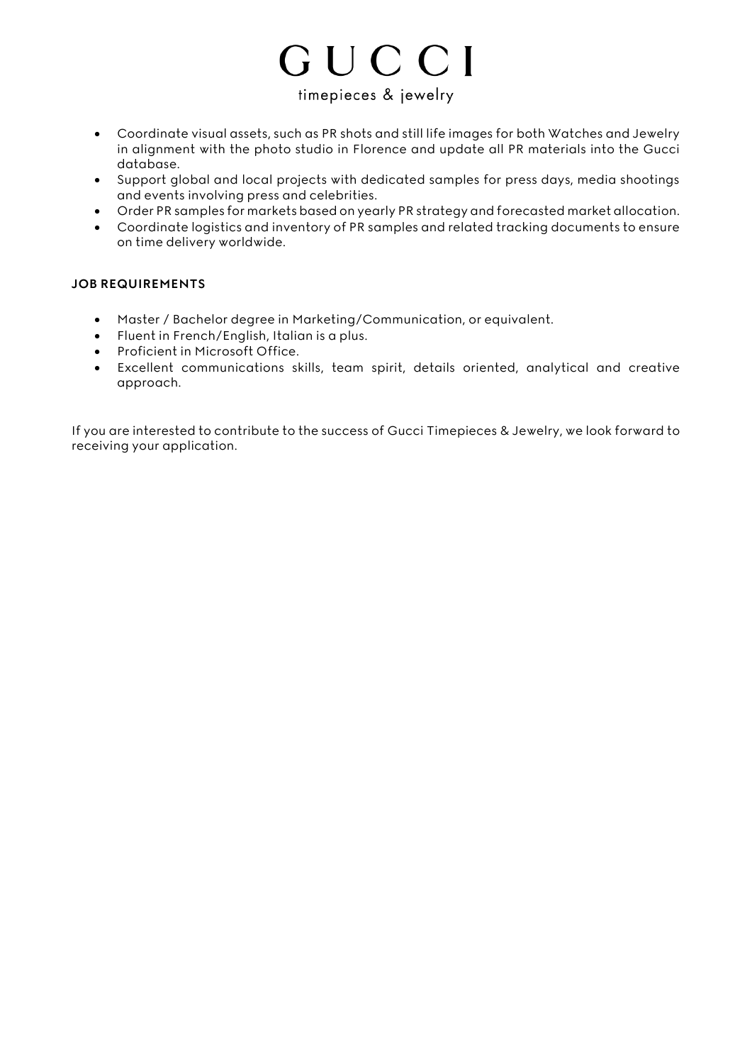- Coordinate visual assets, such as PR shots and still life images for both Watches and Jewelry in alignment with the photo studio in Florence and update all PR materials into the Gucci database.
- Support global and local projects with dedicated samples for press days, media shootings and events involving press and celebrities.
- Order PR samples for markets based on yearly PR strategy and forecasted market allocation.
- Coordinate logistics and inventory of PR samples and related tracking documents to ensure on time delivery worldwide.

**JOB REQUIREMENTS**

- Master / Bachelor degree in Marketing/Communication, or equivalent.
- Fluent in French/English, Italian is a plus.
- Proficient in Microsoft Office.
- Excellent communications skills, team spirit, details oriented, analytical and creative approach.

If you are interested to contribute to the success of Gucci Timepieces & Jewelry, we look forward to receiving your application.